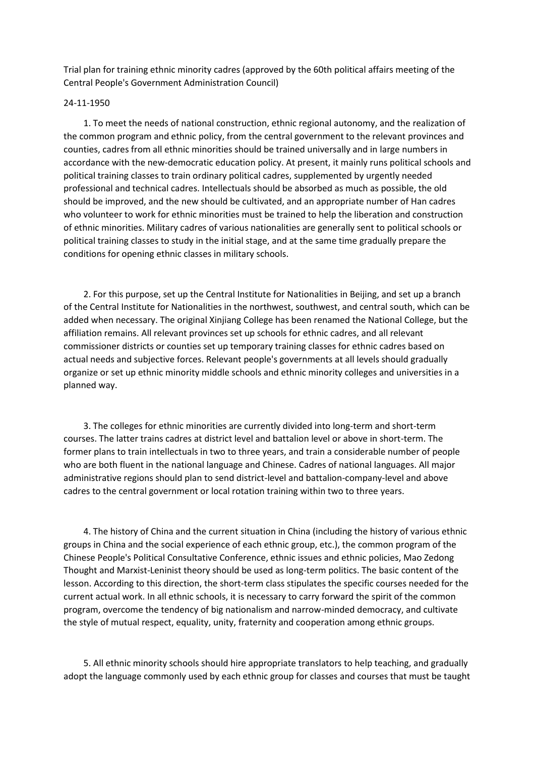Trial plan for training ethnic minority cadres (approved by the 60th political affairs meeting of the Central People's Government Administration Council)

24-11-1950

1. To meet the needs of national construction, ethnic regional autonomy, and the realization of the common program and ethnic policy, from the central government to the relevant provinces and counties, cadres from all ethnic minorities should be trained universally and in large numbers in accordance with the new-democratic education policy. At present, it mainly runs political schools and political training classes to train ordinary political cadres, supplemented by urgently needed professional and technical cadres. Intellectuals should be absorbed as much as possible, the old should be improved, and the new should be cultivated, and an appropriate number of Han cadres who volunteer to work for ethnic minorities must be trained to help the liberation and construction of ethnic minorities. Military cadres of various nationalities are generally sent to political schools or political training classes to study in the initial stage, and at the same time gradually prepare the conditions for opening ethnic classes in military schools.

2. For this purpose, set up the Central Institute for Nationalities in Beijing, and set up a branch of the Central Institute for Nationalities in the northwest, southwest, and central south, which can be added when necessary. The original Xinjiang College has been renamed the National College, but the affiliation remains. All relevant provinces set up schools for ethnic cadres, and all relevant commissioner districts or counties set up temporary training classes for ethnic cadres based on actual needs and subjective forces. Relevant people's governments at all levels should gradually organize or set up ethnic minority middle schools and ethnic minority colleges and universities in a planned way.

3. The colleges for ethnic minorities are currently divided into long-term and short-term courses. The latter trains cadres at district level and battalion level or above in short-term. The former plans to train intellectuals in two to three years, and train a considerable number of people who are both fluent in the national language and Chinese. Cadres of national languages. All major administrative regions should plan to send district-level and battalion-company-level and above cadres to the central government or local rotation training within two to three years.

4. The history of China and the current situation in China (including the history of various ethnic groups in China and the social experience of each ethnic group, etc.), the common program of the Chinese People's Political Consultative Conference, ethnic issues and ethnic policies, Mao Zedong Thought and Marxist-Leninist theory should be used as long-term politics. The basic content of the lesson. According to this direction, the short-term class stipulates the specific courses needed for the current actual work. In all ethnic schools, it is necessary to carry forward the spirit of the common program, overcome the tendency of big nationalism and narrow-minded democracy, and cultivate the style of mutual respect, equality, unity, fraternity and cooperation among ethnic groups.

5. All ethnic minority schools should hire appropriate translators to help teaching, and gradually adopt the language commonly used by each ethnic group for classes and courses that must be taught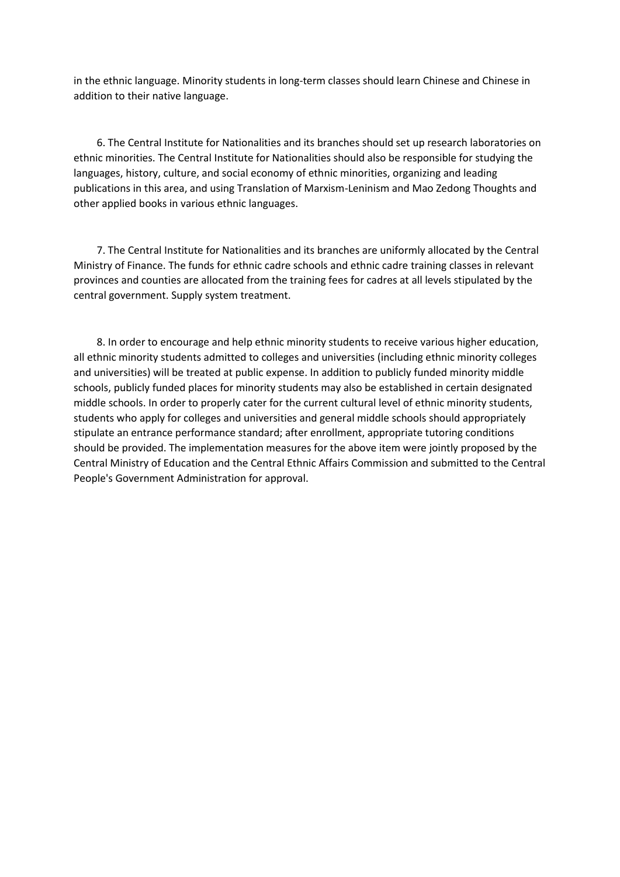in the ethnic language. Minority students in long-term classes should learn Chinese and Chinese in addition to their native language.

6. The Central Institute for Nationalities and its branches should set up research laboratories on ethnic minorities. The Central Institute for Nationalities should also be responsible for studying the languages, history, culture, and social economy of ethnic minorities, organizing and leading publications in this area, and using Translation of Marxism-Leninism and Mao Zedong Thoughts and other applied books in various ethnic languages.

7. The Central Institute for Nationalities and its branches are uniformly allocated by the Central Ministry of Finance. The funds for ethnic cadre schools and ethnic cadre training classes in relevant provinces and counties are allocated from the training fees for cadres at all levels stipulated by the central government. Supply system treatment.

8. In order to encourage and help ethnic minority students to receive various higher education, all ethnic minority students admitted to colleges and universities (including ethnic minority colleges and universities) will be treated at public expense. In addition to publicly funded minority middle schools, publicly funded places for minority students may also be established in certain designated middle schools. In order to properly cater for the current cultural level of ethnic minority students, students who apply for colleges and universities and general middle schools should appropriately stipulate an entrance performance standard; after enrollment, appropriate tutoring conditions should be provided. The implementation measures for the above item were jointly proposed by the Central Ministry of Education and the Central Ethnic Affairs Commission and submitted to the Central People's Government Administration for approval.